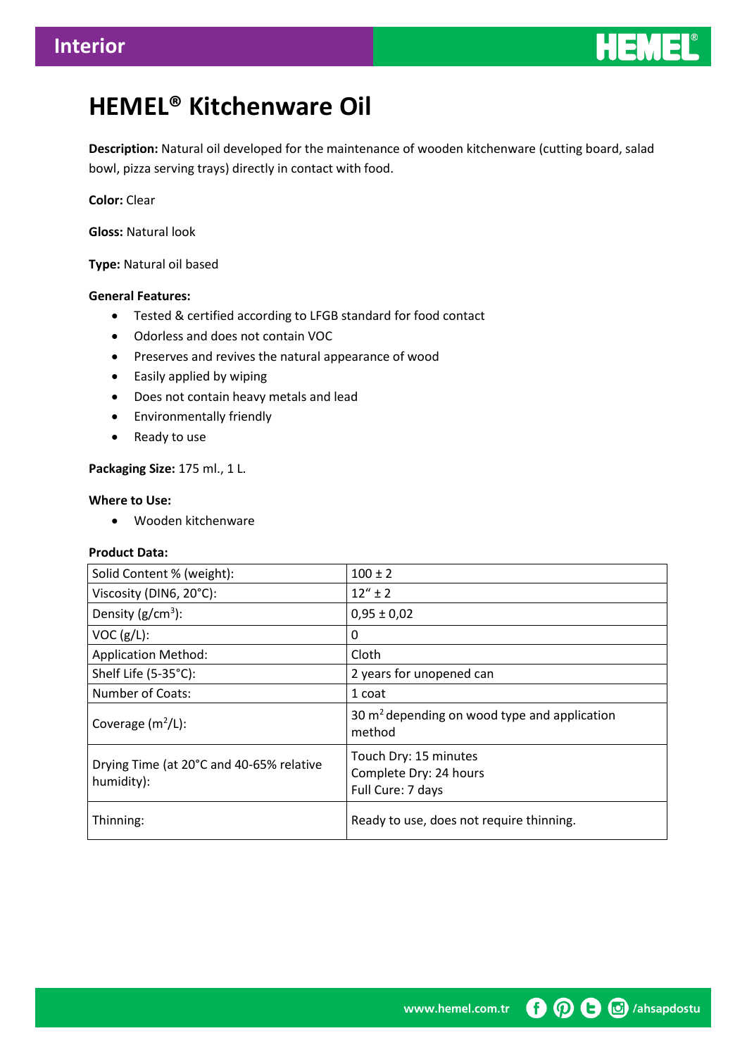# HEMEL® Kitchenware Oil

**Description:** Natural oil developed for the maintenance of wooden kitchenware (cutting board, salad bowl, pizza serving trays) directly in contact with food.

**Color:** Clear

**Gloss:** Natural look

**Type:** Natural oil based

**General Features:**

- Tested & certified according to LFGB standard for food contact
- Odorless and does not contain VOC
- Preserves and revives the natural appearance of wood
- Easily applied by wiping
- Does not contain heavy metals and lead
- Environmentally friendly
- Ready to use

**Packaging Size:** 175 ml., 1 L.

**Where to Use:**

- Wooden kitchenware

**Product Data:**

| | |
|---|---|
| Solid Content % (weight): | 100 ± 2 |
| Viscosity (DIN6, 20°C): | 12" ± 2 |
| Density ($g/cm^3$): | 0,95 ± 0,02 |
| VOC (g/L): | 0 |
| Application Method: | Cloth |
| Shelf Life (5-35°C): | 2 years for unopened can |
| Number of Coats: | 1 coat |
| Coverage ($m^2/L$): | 30 $m^2$ depending on wood type and application method |
| Drying Time (at 20°C and 40-65% relative humidity): | Touch Dry: 15 minutes<br>Complete Dry: 24 hours<br>Full Cure: 7 days |
| Thinning: | Ready to use, does not require thinning. |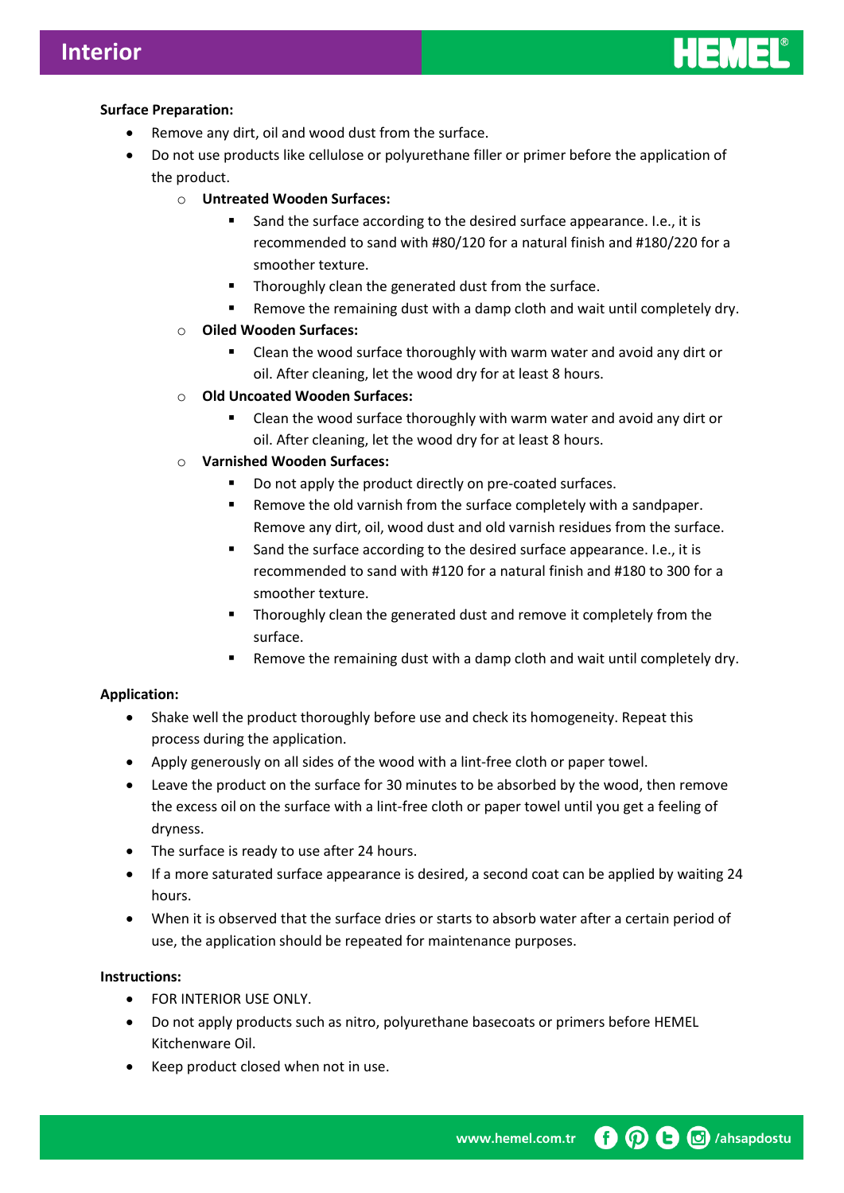**Surface Preparation:**

- Remove any dirt, oil and wood dust from the surface.
- Do not use products like cellulose or polyurethane filler or primer before the application of the product.
  - **Untreated Wooden Surfaces:**
    - Sand the surface according to the desired surface appearance. I.e., it is recommended to sand with #80/120 for a natural finish and #180/220 for a smoother texture.
    - Thoroughly clean the generated dust from the surface.
    - Remove the remaining dust with a damp cloth and wait until completely dry.
  - **Oiled Wooden Surfaces:**
    - Clean the wood surface thoroughly with warm water and avoid any dirt or oil. After cleaning, let the wood dry for at least 8 hours.
  - **Old Uncoated Wooden Surfaces:**
    - Clean the wood surface thoroughly with warm water and avoid any dirt or oil. After cleaning, let the wood dry for at least 8 hours.
  - **Varnished Wooden Surfaces:**
    - Do not apply the product directly on pre-coated surfaces.
    - Remove the old varnish from the surface completely with a sandpaper. Remove any dirt, oil, wood dust and old varnish residues from the surface.
    - Sand the surface according to the desired surface appearance. I.e., it is recommended to sand with #120 for a natural finish and #180 to 300 for a smoother texture.
    - Thoroughly clean the generated dust and remove it completely from the surface.
    - Remove the remaining dust with a damp cloth and wait until completely dry.

**Application:**

- Shake well the product thoroughly before use and check its homogeneity. Repeat this process during the application.
- Apply generously on all sides of the wood with a lint-free cloth or paper towel.
- Leave the product on the surface for 30 minutes to be absorbed by the wood, then remove the excess oil on the surface with a lint-free cloth or paper towel until you get a feeling of dryness.
- The surface is ready to use after 24 hours.
- If a more saturated surface appearance is desired, a second coat can be applied by waiting 24 hours.
- When it is observed that the surface dries or starts to absorb water after a certain period of use, the application should be repeated for maintenance purposes.

**Instructions:**

- FOR INTERIOR USE ONLY.
- Do not apply products such as nitro, polyurethane basecoats or primers before HEMEL Kitchenware Oil.
- Keep product closed when not in use.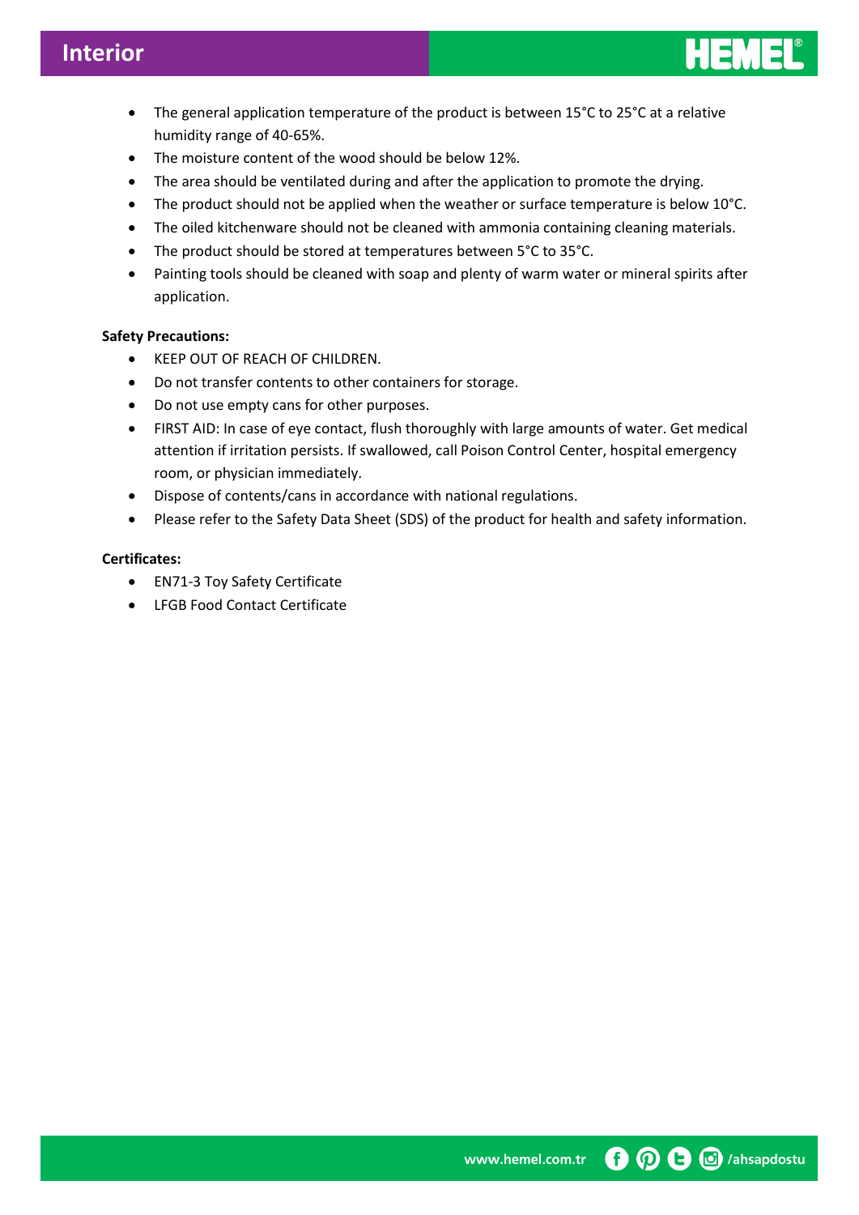- The general application temperature of the product is between 15°C to 25°C at a relative humidity range of 40-65%.
- The moisture content of the wood should be below 12%.
- The area should be ventilated during and after the application to promote the drying.
- The product should not be applied when the weather or surface temperature is below 10°C.
- The oiled kitchenware should not be cleaned with ammonia containing cleaning materials.
- The product should be stored at temperatures between 5°C to 35°C.
- Painting tools should be cleaned with soap and plenty of warm water or mineral spirits after application.

**Safety Precautions:**

- KEEP OUT OF REACH OF CHILDREN.
- Do not transfer contents to other containers for storage.
- Do not use empty cans for other purposes.
- FIRST AID: In case of eye contact, flush thoroughly with large amounts of water. Get medical attention if irritation persists. If swallowed, call Poison Control Center, hospital emergency room, or physician immediately.
- Dispose of contents/cans in accordance with national regulations.
- Please refer to the Safety Data Sheet (SDS) of the product for health and safety information.

**Certificates:**

- EN71-3 Toy Safety Certificate
- LFGB Food Contact Certificate